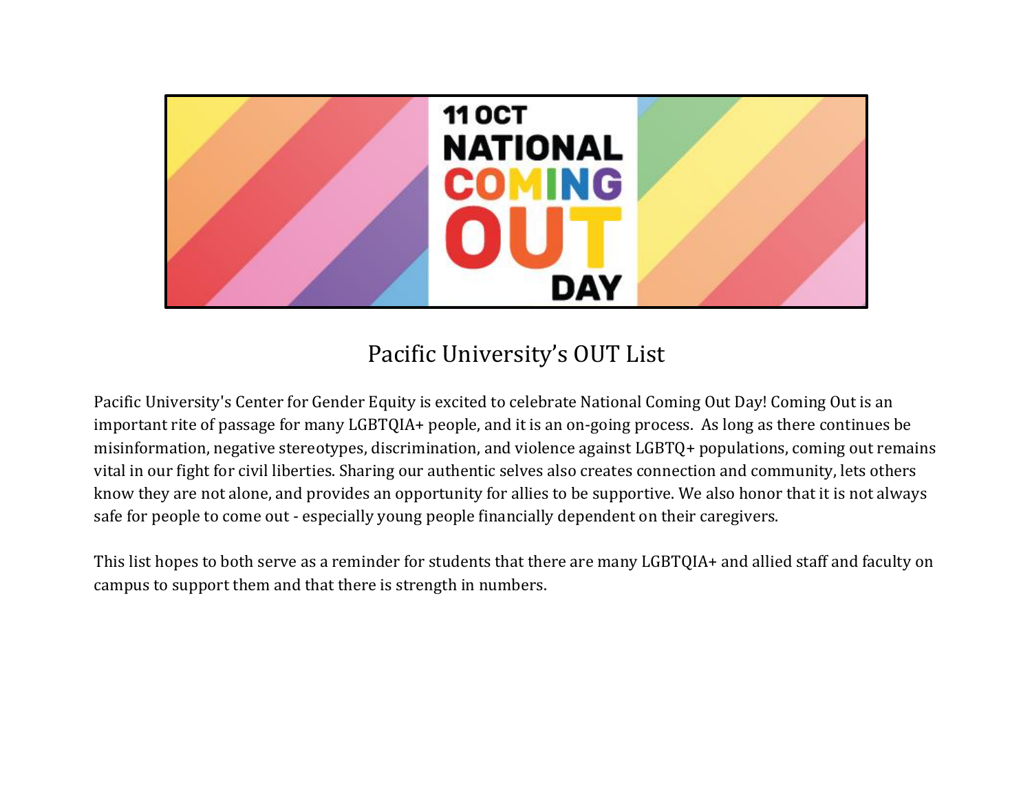11 OCT NATIONAL COMING OUT DAY

# Pacific University's OUT List

Pacific University's Center for Gender Equity is excited to celebrate National Coming Out Day! Coming Out is an important rite of passage for many LGBTQIA+ people, and it is an on-going process. As long as there continues be misinformation, negative stereotypes, discrimination, and violence against LGBTQ+ populations, coming out remains vital in our fight for civil liberties. Sharing our authentic selves also creates connection and community, lets others know they are not alone, and provides an opportunity for allies to be supportive. We also honor that it is not always safe for people to come out - especially young people financially dependent on their caregivers.

This list hopes to both serve as a reminder for students that there are many LGBTQIA+ and allied staff and faculty on campus to support them and that there is strength in numbers.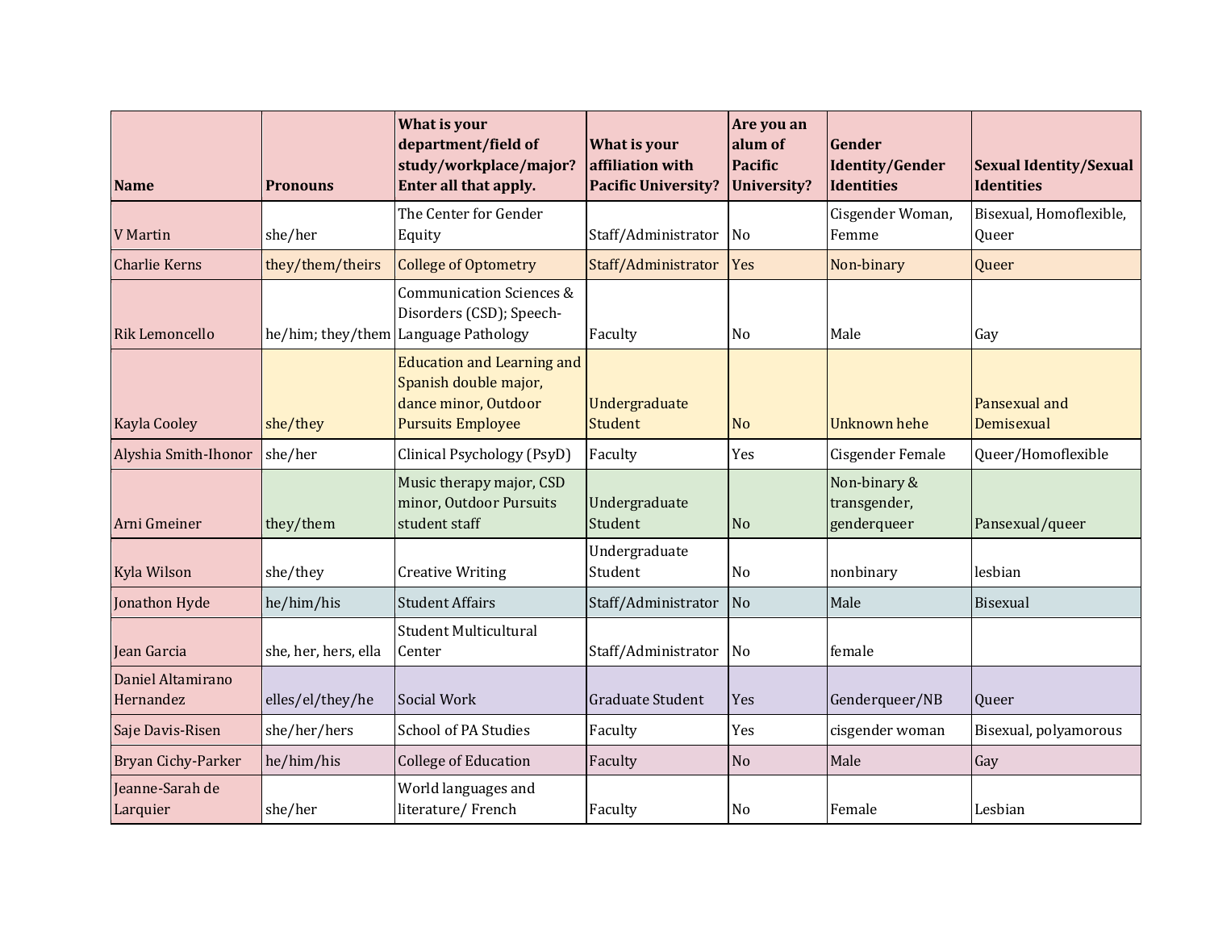| Name | Pronouns | What is your department/field of study/workplace/major? Enter all that apply. | What is your affiliation with Pacific University? | Are you an alum of Pacific University? | Gender Identity/Gender Identities | Sexual Identity/Sexual Identities |
|---|---|---|---|---|---|---|
| V Martin | she/her | The Center for Gender Equity | Staff/Administrator | No | Cisgender Woman, Femme | Bisexual, Homoflexible, Queer |
| Charlie Kerns | they/them/theirs | College of Optometry | Staff/Administrator | Yes | Non-binary | Queer |
| Rik Lemoncello | he/him; they/them | Communication Sciences & Disorders (CSD); Speech-Language Pathology | Faculty | No | Male | Gay |
| Kayla Cooley | she/they | Education and Learning and Spanish double major, dance minor, Outdoor Pursuits Employee | Undergraduate Student | No | Unknown hehe | Pansexual and Demisexual |
| Alyshia Smith-Ihonor | she/her | Clinical Psychology (PsyD) | Faculty | Yes | Cisgender Female | Queer/Homoflexible |
| Arni Gmeiner | they/them | Music therapy major, CSD minor, Outdoor Pursuits student staff | Undergraduate Student | No | Non-binary & transgender, genderqueer | Pansexual/queer |
| Kyla Wilson | she/they | Creative Writing | Undergraduate Student | No | nonbinary | lesbian |
| Jonathon Hyde | he/him/his | Student Affairs | Staff/Administrator | No | Male | Bisexual |
| Jean Garcia | she, her, hers, ella | Student Multicultural Center | Staff/Administrator | No | female | |
| Daniel Altamirano Hernandez | elles/el/they/he | Social Work | Graduate Student | Yes | Genderqueer/NB | Queer |
| Saje Davis-Risen | she/her/hers | School of PA Studies | Faculty | Yes | cisgender woman | Bisexual, polyamorous |
| Bryan Cichy-Parker | he/him/his | College of Education | Faculty | No | Male | Gay |
| Jeanne-Sarah de Larquier | she/her | World languages and literature/ French | Faculty | No | Female | Lesbian |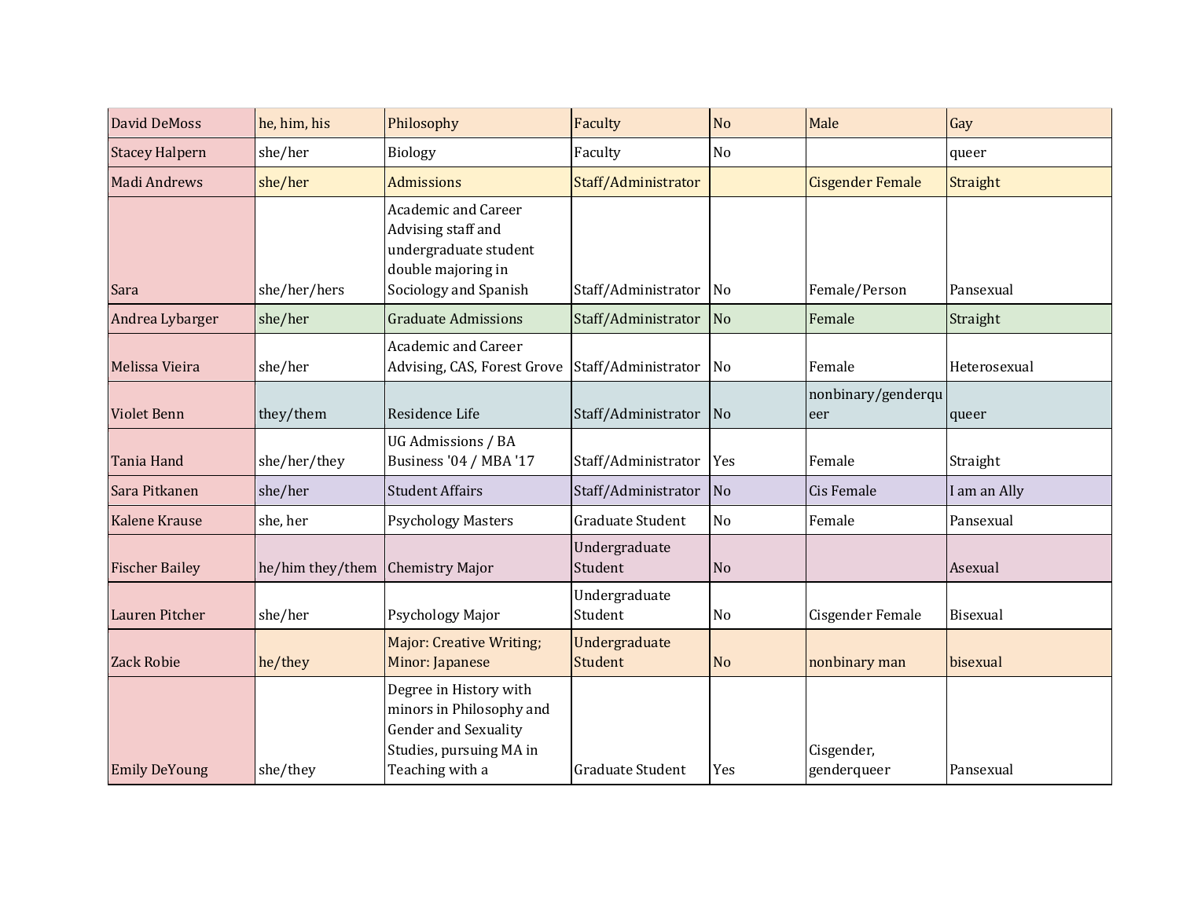| | | | | | | |
|---|---|---|---|---|---|---|
| David DeMoss | he, him, his | Philosophy | Faculty | No | Male | Gay |
| Stacey Halpern | she/her | Biology | Faculty | No | | queer |
| Madi Andrews | she/her | Admissions | Staff/Administrator | | Cisgender Female | Straight |
| Sara | she/her/hers | Academic and Career Advising staff and undergraduate student double majoring in Sociology and Spanish | Staff/Administrator | No | Female/Person | Pansexual |
| Andrea Lybarger | she/her | Graduate Admissions | Staff/Administrator | No | Female | Straight |
| Melissa Vieira | she/her | Academic and Career Advising, CAS, Forest Grove | Staff/Administrator | No | Female | Heterosexual |
| Violet Benn | they/them | Residence Life | Staff/Administrator | No | nonbinary/genderqueer | queer |
| Tania Hand | she/her/they | UG Admissions / BA Business '04 / MBA '17 | Staff/Administrator | Yes | Female | Straight |
| Sara Pitkanen | she/her | Student Affairs | Staff/Administrator | No | Cis Female | I am an Ally |
| Kalene Krause | she, her | Psychology Masters | Graduate Student | No | Female | Pansexual |
| Fischer Bailey | he/him they/them | Chemistry Major | Undergraduate Student | No | | Asexual |
| Lauren Pitcher | she/her | Psychology Major | Undergraduate Student | No | Cisgender Female | Bisexual |
| Zack Robie | he/they | Major: Creative Writing; Minor: Japanese | Undergraduate Student | No | nonbinary man | bisexual |
| Emily DeYoung | she/they | Degree in History with minors in Philosophy and Gender and Sexuality Studies, pursuing MA in Teaching with a | Graduate Student | Yes | Cisgender, genderqueer | Pansexual |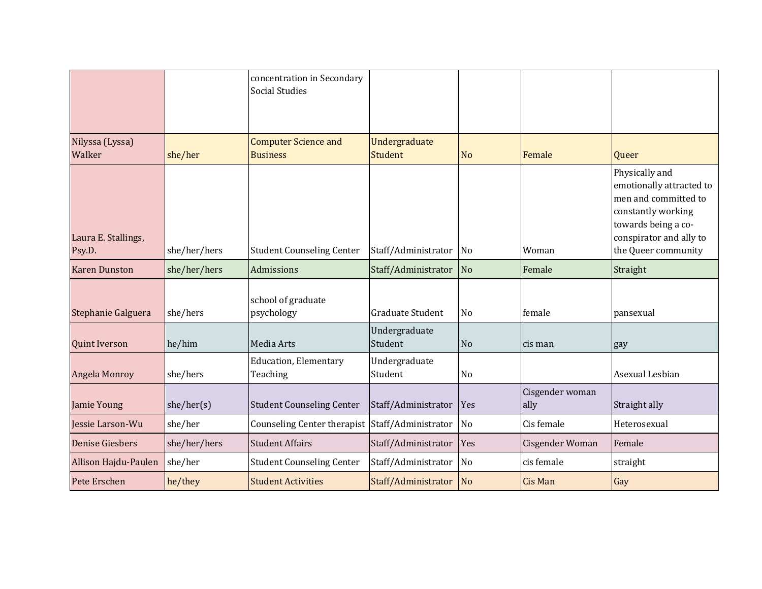| | | | | | | |
|---|---|---|---|---|---|---|
| | | concentration in Secondary Social Studies | | | | |
| Nilyssa (Lyssa) Walker | she/her | Computer Science and Business | Undergraduate Student | No | Female | Queer |
| Laura E. Stallings, Psy.D. | she/her/hers | Student Counseling Center | Staff/Administrator | No | Woman | Physically and emotionally attracted to men and committed to constantly working towards being a co-conspirator and ally to the Queer community |
| Karen Dunston | she/her/hers | Admissions | Staff/Administrator | No | Female | Straight |
| Stephanie Galguera | she/hers | school of graduate psychology | Graduate Student | No | female | pansexual |
| Quint Iverson | he/him | Media Arts | Undergraduate Student | No | cis man | gay |
| Angela Monroy | she/hers | Education, Elementary Teaching | Undergraduate Student | No | | Asexual Lesbian |
| Jamie Young | she/her(s) | Student Counseling Center | Staff/Administrator | Yes | Cisgender woman ally | Straight ally |
| Jessie Larson-Wu | she/her | Counseling Center therapist | Staff/Administrator | No | Cis female | Heterosexual |
| Denise Giesbers | she/her/hers | Student Affairs | Staff/Administrator | Yes | Cisgender Woman | Female |
| Allison Hajdu-Paulen | she/her | Student Counseling Center | Staff/Administrator | No | cis female | straight |
| Pete Erschen | he/they | Student Activities | Staff/Administrator | No | Cis Man | Gay |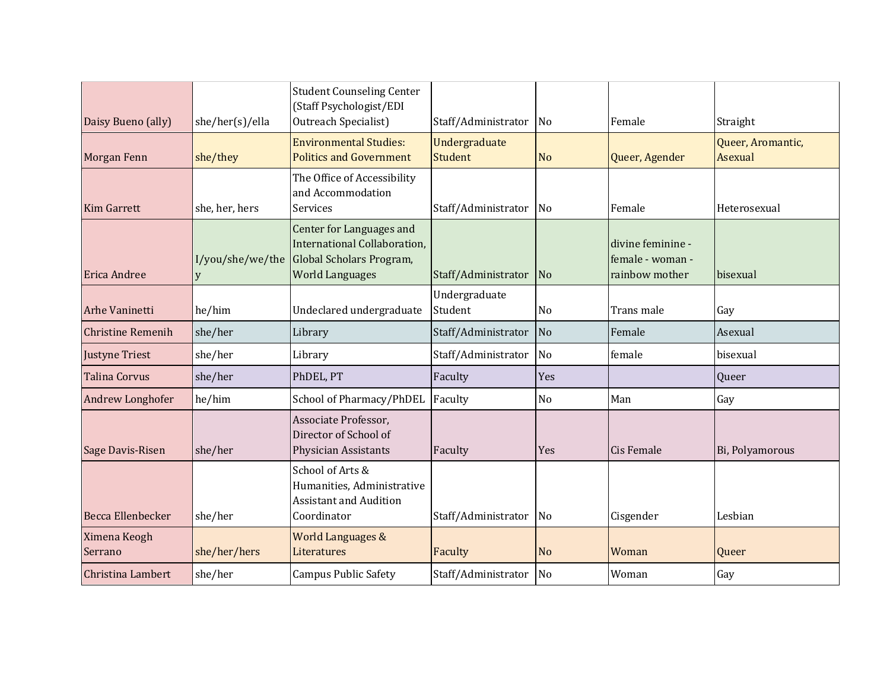| | | | | | | |
|---|---|---|---|---|---|---|
| Daisy Bueno (ally) | she/her(s)/ella | Student Counseling Center (Staff Psychologist/EDI Outreach Specialist) | Staff/Administrator | No | Female | Straight |
| Morgan Fenn | she/they | Environmental Studies: Politics and Government | Undergraduate Student | No | Queer, Agender | Queer, Aromantic, Asexual |
| Kim Garrett | she, her, hers | The Office of Accessibility and Accommodation Services | Staff/Administrator | No | Female | Heterosexual |
| Erica Andree | I/you/she/we/they | Center for Languages and International Collaboration, Global Scholars Program, World Languages | Staff/Administrator | No | divine feminine - female - woman - rainbow mother | bisexual |
| Arhe Vaninetti | he/him | Undeclared undergraduate | Undergraduate Student | No | Trans male | Gay |
| Christine Remenih | she/her | Library | Staff/Administrator | No | Female | Asexual |
| Justyne Triest | she/her | Library | Staff/Administrator | No | female | bisexual |
| Talina Corvus | she/her | PhDEL, PT | Faculty | Yes | | Queer |
| Andrew Longhofer | he/him | School of Pharmacy/PhDEL | Faculty | No | Man | Gay |
| Sage Davis-Risen | she/her | Associate Professor, Director of School of Physician Assistants | Faculty | Yes | Cis Female | Bi, Polyamorous |
| Becca Ellenbecker | she/her | School of Arts & Humanities, Administrative Assistant and Audition Coordinator | Staff/Administrator | No | Cisgender | Lesbian |
| Ximena Keogh Serrano | she/her/hers | World Languages & Literatures | Faculty | No | Woman | Queer |
| Christina Lambert | she/her | Campus Public Safety | Staff/Administrator | No | Woman | Gay |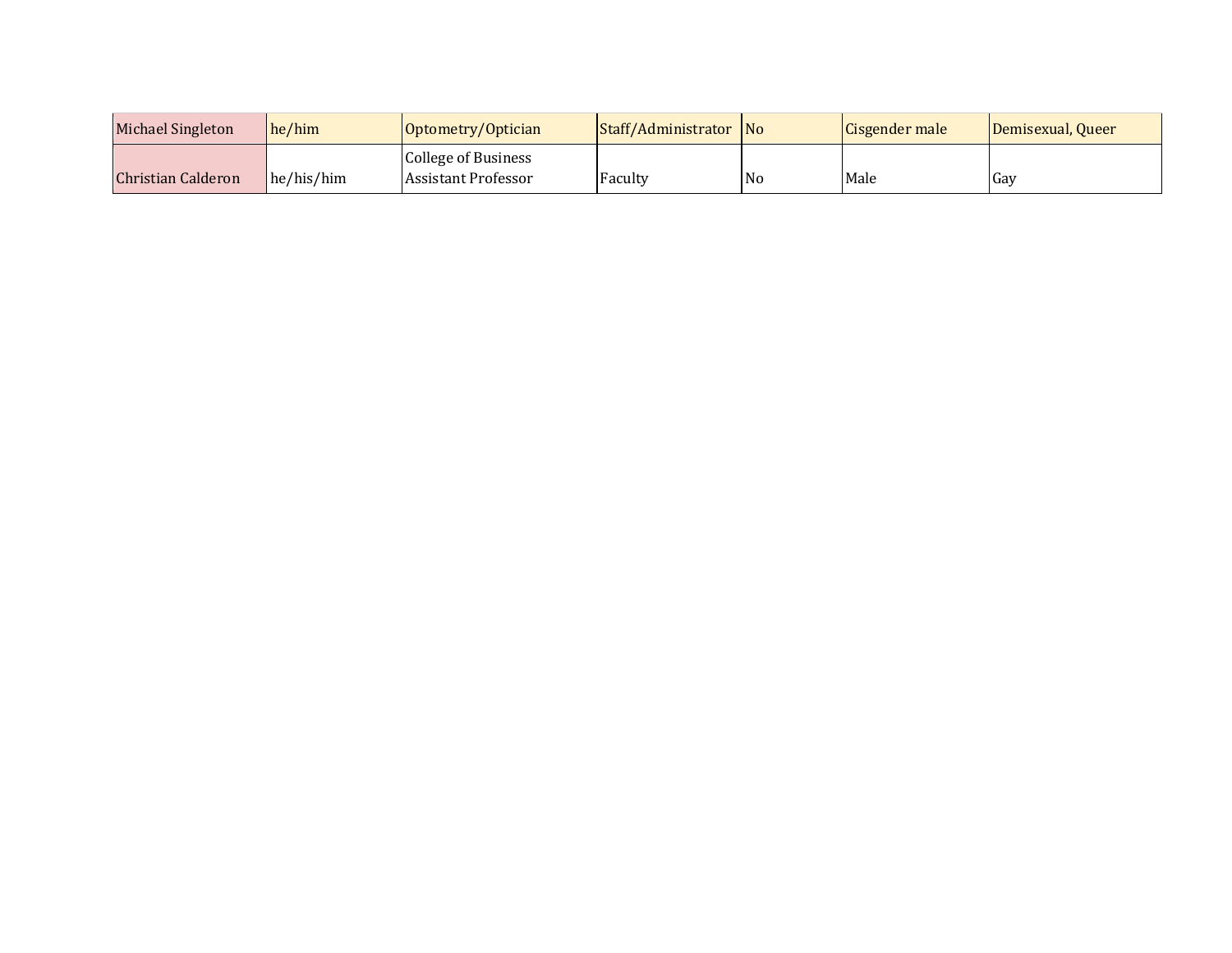| | | | | | | |
|---|---|---|---|---|---|---|
| Michael Singleton | he/him | Optometry/Optician | Staff/Administrator | No | Cisgender male | Demisexual, Queer |
| Christian Calderon | he/his/him | College of Business Assistant Professor | Faculty | No | Male | Gay |